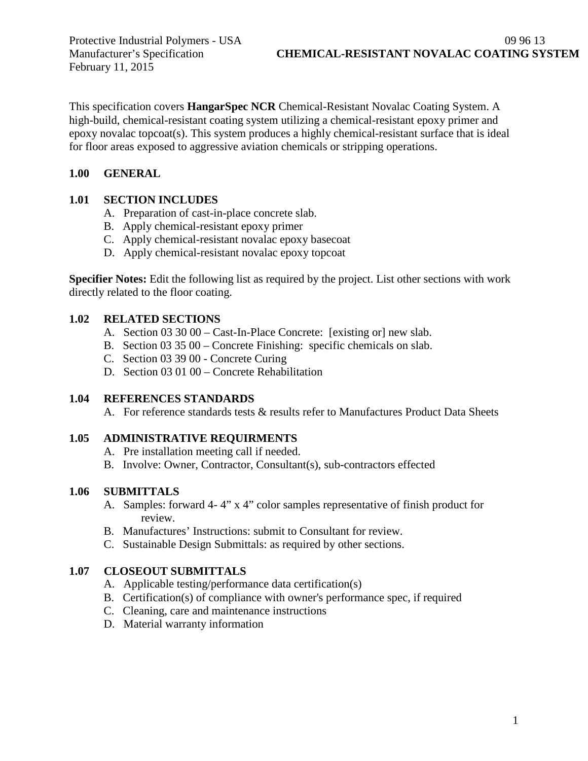Protective Industrial Polymers - USA
Manufacturer's Specification
February 11, 2015

09 96 13
**CHEMICAL-RESISTANT NOVALAC COATING SYSTEM**

This specification covers **HangarSpec NCR** Chemical-Resistant Novalac Coating System. A high-build, chemical-resistant coating system utilizing a chemical-resistant epoxy primer and epoxy novalac topcoat(s). This system produces a highly chemical-resistant surface that is ideal for floor areas exposed to aggressive aviation chemicals or stripping operations.

## 1.00 GENERAL

### 1.01 SECTION INCLUDES

A. Preparation of cast-in-place concrete slab.
B. Apply chemical-resistant epoxy primer
C. Apply chemical-resistant novalac epoxy basecoat
D. Apply chemical-resistant novalac epoxy topcoat

**Specifier Notes:** Edit the following list as required by the project. List other sections with work directly related to the floor coating.

### 1.02 RELATED SECTIONS

A. Section 03 30 00 – Cast-In-Place Concrete: [existing or] new slab.
B. Section 03 35 00 – Concrete Finishing: specific chemicals on slab.
C. Section 03 39 00 - Concrete Curing
D. Section 03 01 00 – Concrete Rehabilitation

### 1.04 REFERENCES STANDARDS

A. For reference standards tests & results refer to Manufactures Product Data Sheets

### 1.05 ADMINISTRATIVE REQUIRMENTS

A. Pre installation meeting call if needed.
B. Involve: Owner, Contractor, Consultant(s), sub-contractors effected

### 1.06 SUBMITTALS

A. Samples: forward 4- 4" x 4" color samples representative of finish product for review.
B. Manufactures' Instructions: submit to Consultant for review.
C. Sustainable Design Submittals: as required by other sections.

### 1.07 CLOSEOUT SUBMITTALS

A. Applicable testing/performance data certification(s)
B. Certification(s) of compliance with owner's performance spec, if required
C. Cleaning, care and maintenance instructions
D. Material warranty information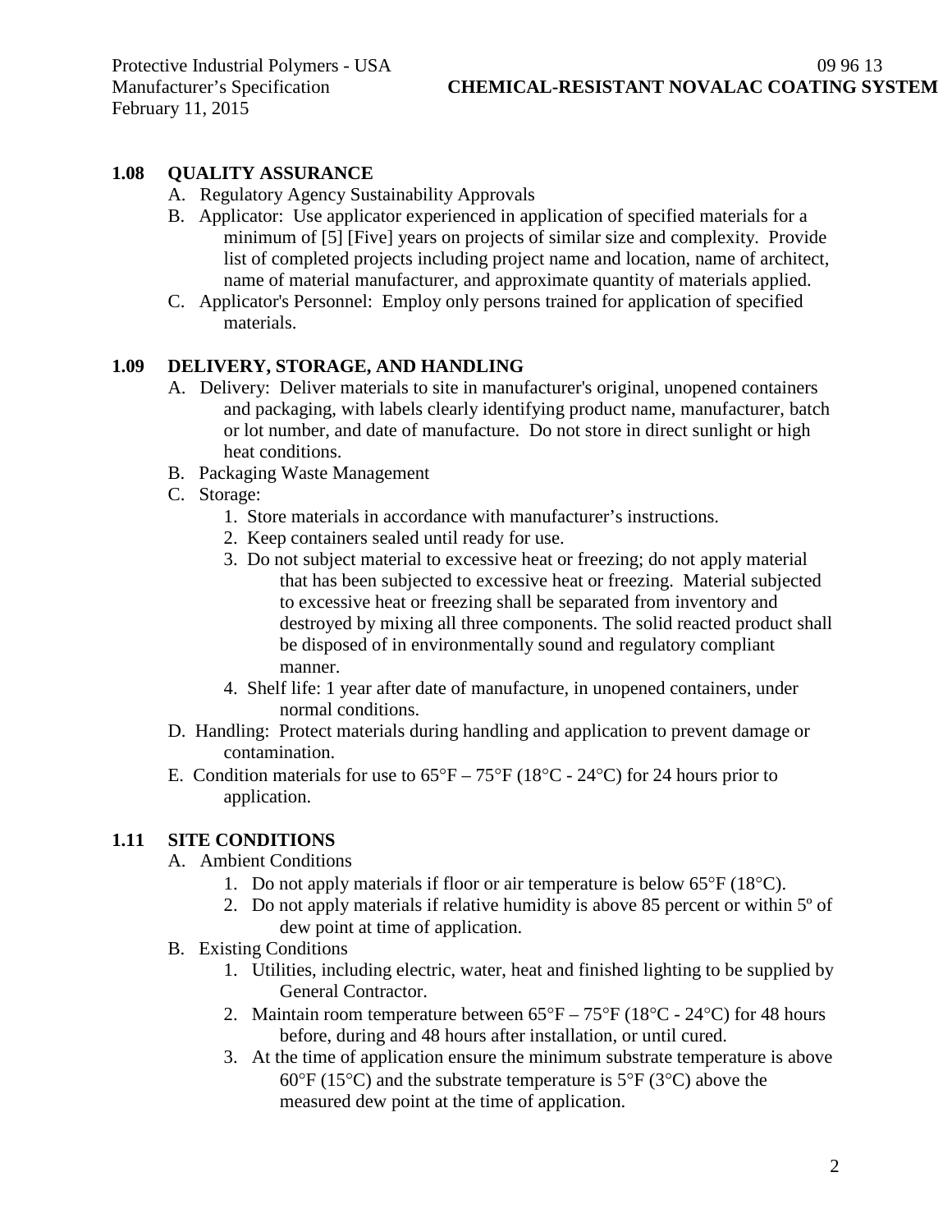## 1.08 QUALITY ASSURANCE

A. Regulatory Agency Sustainability Approvals

B. Applicator: Use applicator experienced in application of specified materials for a minimum of [5] [Five] years on projects of similar size and complexity. Provide list of completed projects including project name and location, name of architect, name of material manufacturer, and approximate quantity of materials applied.

C. Applicator's Personnel: Employ only persons trained for application of specified materials.

## 1.09 DELIVERY, STORAGE, AND HANDLING

A. Delivery: Deliver materials to site in manufacturer's original, unopened containers and packaging, with labels clearly identifying product name, manufacturer, batch or lot number, and date of manufacture. Do not store in direct sunlight or high heat conditions.

B. Packaging Waste Management

C. Storage:

1. Store materials in accordance with manufacturer's instructions.
2. Keep containers sealed until ready for use.
3. Do not subject material to excessive heat or freezing; do not apply material that has been subjected to excessive heat or freezing. Material subjected to excessive heat or freezing shall be separated from inventory and destroyed by mixing all three components. The solid reacted product shall be disposed of in environmentally sound and regulatory compliant manner.
4. Shelf life: 1 year after date of manufacture, in unopened containers, under normal conditions.

D. Handling: Protect materials during handling and application to prevent damage or contamination.

E. Condition materials for use to 65°F – 75°F (18°C - 24°C) for 24 hours prior to application.

## 1.11 SITE CONDITIONS

A. Ambient Conditions

1. Do not apply materials if floor or air temperature is below 65°F (18°C).
2. Do not apply materials if relative humidity is above 85 percent or within 5º of dew point at time of application.

B. Existing Conditions

1. Utilities, including electric, water, heat and finished lighting to be supplied by General Contractor.
2. Maintain room temperature between 65°F – 75°F (18°C - 24°C) for 48 hours before, during and 48 hours after installation, or until cured.
3. At the time of application ensure the minimum substrate temperature is above 60°F (15°C) and the substrate temperature is 5°F (3°C) above the measured dew point at the time of application.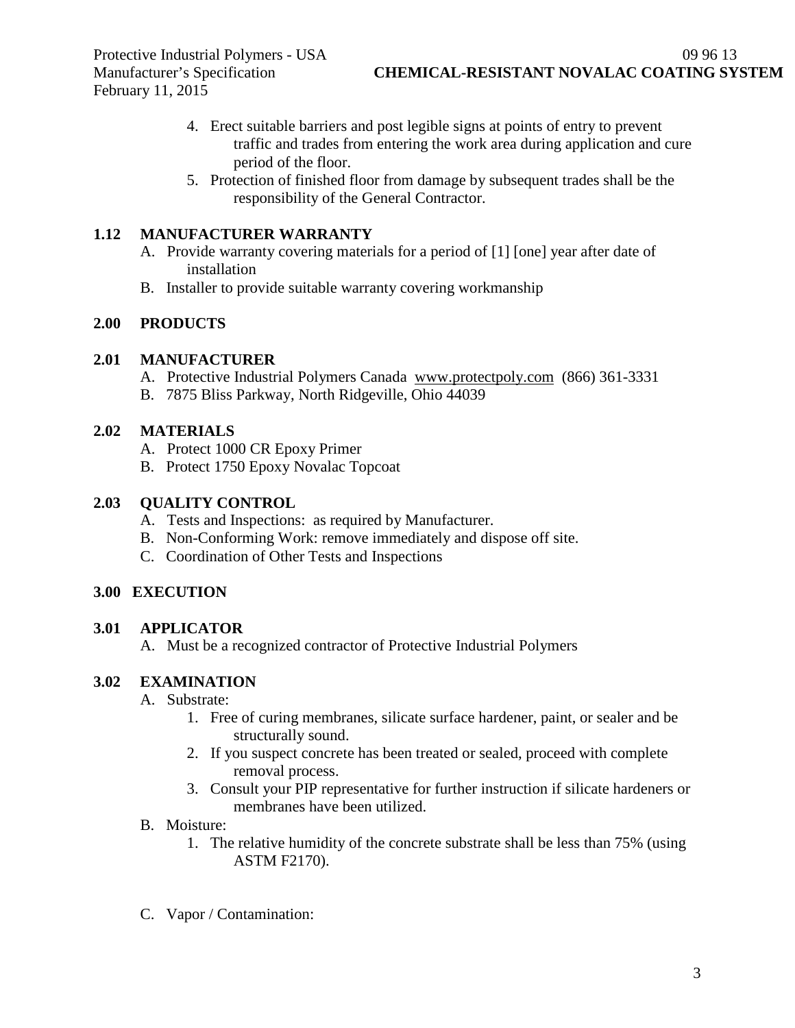4. Erect suitable barriers and post legible signs at points of entry to prevent traffic and trades from entering the work area during application and cure period of the floor.
5. Protection of finished floor from damage by subsequent trades shall be the responsibility of the General Contractor.

## 1.12 MANUFACTURER WARRANTY

A. Provide warranty covering materials for a period of [1] [one] year after date of installation
B. Installer to provide suitable warranty covering workmanship

# 2.00 PRODUCTS

## 2.01 MANUFACTURER

A. Protective Industrial Polymers Canada www.protectpoly.com (866) 361-3331
B. 7875 Bliss Parkway, North Ridgeville, Ohio 44039

## 2.02 MATERIALS

A. Protect 1000 CR Epoxy Primer
B. Protect 1750 Epoxy Novalac Topcoat

## 2.03 QUALITY CONTROL

A. Tests and Inspections: as required by Manufacturer.
B. Non-Conforming Work: remove immediately and dispose off site.
C. Coordination of Other Tests and Inspections

# 3.00 EXECUTION

## 3.01 APPLICATOR

A. Must be a recognized contractor of Protective Industrial Polymers

## 3.02 EXAMINATION

A. Substrate:
   1. Free of curing membranes, silicate surface hardener, paint, or sealer and be structurally sound.
   2. If you suspect concrete has been treated or sealed, proceed with complete removal process.
   3. Consult your PIP representative for further instruction if silicate hardeners or membranes have been utilized.
B. Moisture:
   1. The relative humidity of the concrete substrate shall be less than 75% (using ASTM F2170).
C. Vapor / Contamination: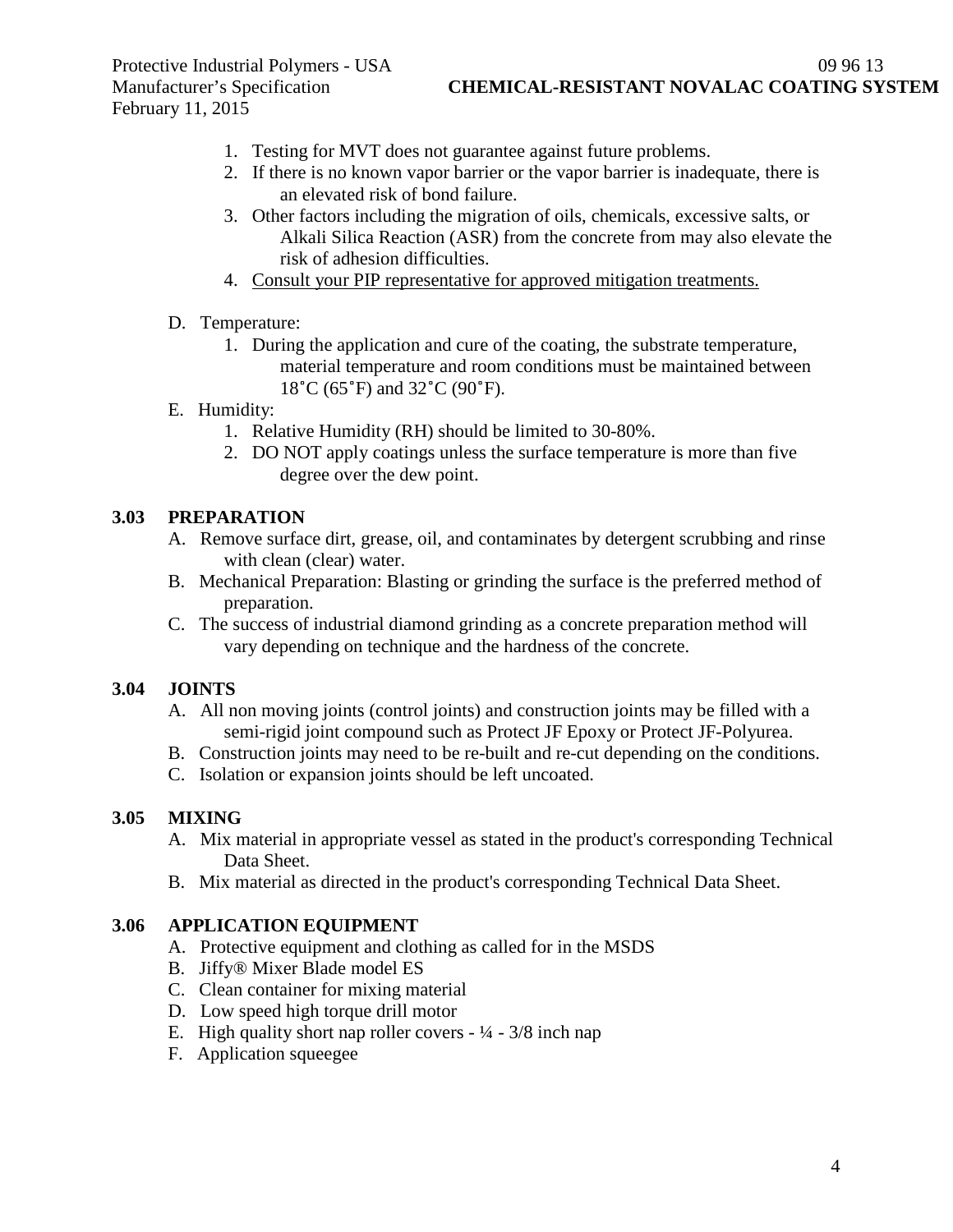1. Testing for MVT does not guarantee against future problems.
2. If there is no known vapor barrier or the vapor barrier is inadequate, there is an elevated risk of bond failure.
3. Other factors including the migration of oils, chemicals, excessive salts, or Alkali Silica Reaction (ASR) from the concrete from may also elevate the risk of adhesion difficulties.
4. <u>Consult your PIP representative for approved mitigation treatments.</u>

D. Temperature:
   1. During the application and cure of the coating, the substrate temperature, material temperature and room conditions must be maintained between 18˚C (65˚F) and 32˚C (90˚F).

E. Humidity:
   1. Relative Humidity (RH) should be limited to 30-80%.
   2. DO NOT apply coatings unless the surface temperature is more than five degree over the dew point.

## 3.03 PREPARATION

A. Remove surface dirt, grease, oil, and contaminates by detergent scrubbing and rinse with clean (clear) water.

B. Mechanical Preparation: Blasting or grinding the surface is the preferred method of preparation.

C. The success of industrial diamond grinding as a concrete preparation method will vary depending on technique and the hardness of the concrete.

## 3.04 JOINTS

A. All non moving joints (control joints) and construction joints may be filled with a semi-rigid joint compound such as Protect JF Epoxy or Protect JF-Polyurea.

B. Construction joints may need to be re-built and re-cut depending on the conditions.

C. Isolation or expansion joints should be left uncoated.

## 3.05 MIXING

A. Mix material in appropriate vessel as stated in the product's corresponding Technical Data Sheet.

B. Mix material as directed in the product's corresponding Technical Data Sheet.

## 3.06 APPLICATION EQUIPMENT

A. Protective equipment and clothing as called for in the MSDS

B. Jiffy® Mixer Blade model ES

C. Clean container for mixing material

D. Low speed high torque drill motor

E. High quality short nap roller covers - ¼ - 3/8 inch nap

F. Application squeegee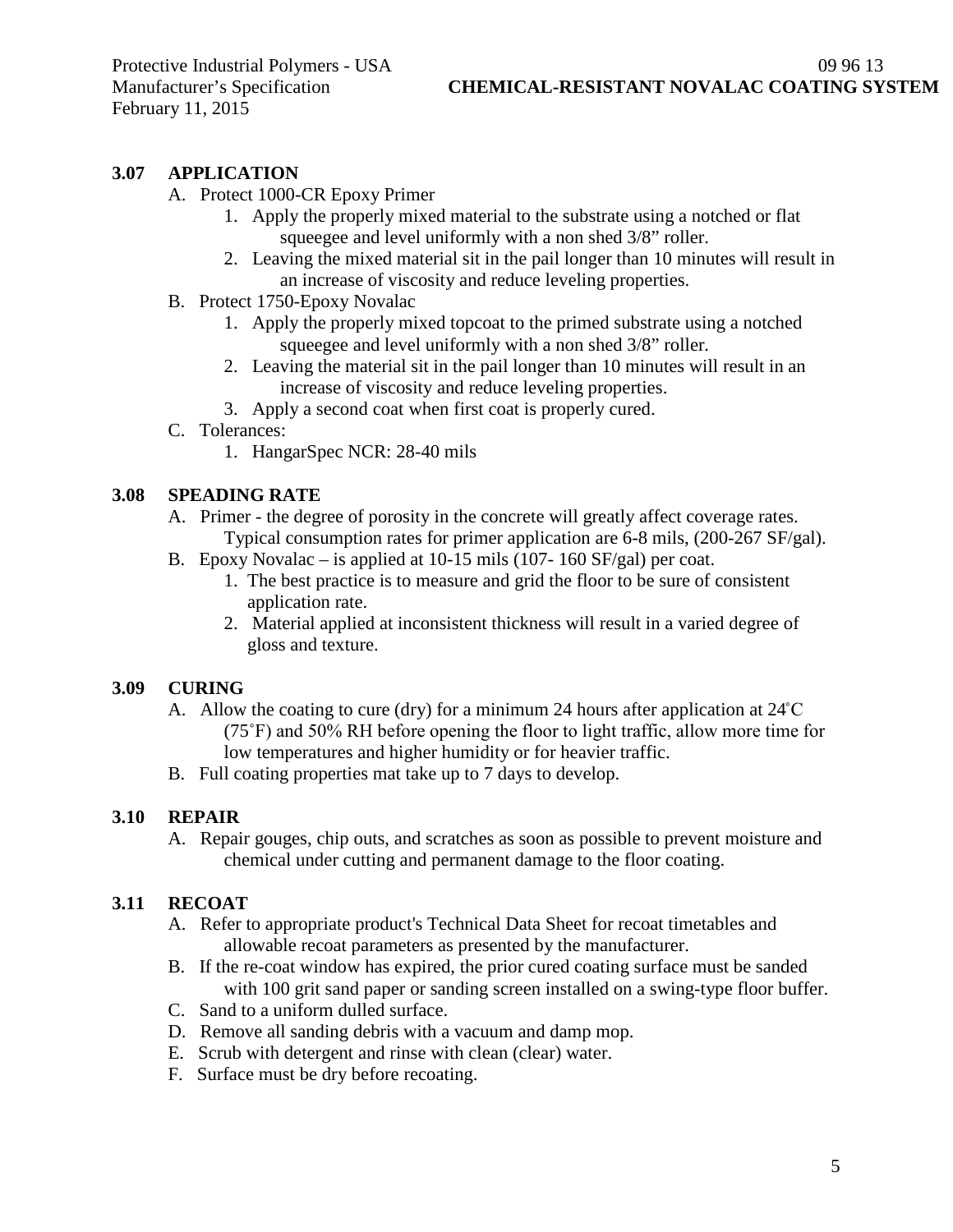### 3.07 APPLICATION

A. Protect 1000-CR Epoxy Primer
   1. Apply the properly mixed material to the substrate using a notched or flat squeegee and level uniformly with a non shed 3/8" roller.
   2. Leaving the mixed material sit in the pail longer than 10 minutes will result in an increase of viscosity and reduce leveling properties.

B. Protect 1750-Epoxy Novalac
   1. Apply the properly mixed topcoat to the primed substrate using a notched squeegee and level uniformly with a non shed 3/8" roller.
   2. Leaving the material sit in the pail longer than 10 minutes will result in an increase of viscosity and reduce leveling properties.
   3. Apply a second coat when first coat is properly cured.

C. Tolerances:
   1. HangarSpec NCR: 28-40 mils

### 3.08 SPEADING RATE

A. Primer - the degree of porosity in the concrete will greatly affect coverage rates. Typical consumption rates for primer application are 6-8 mils, (200-267 SF/gal).

B. Epoxy Novalac – is applied at 10-15 mils (107- 160 SF/gal) per coat.
   1. The best practice is to measure and grid the floor to be sure of consistent application rate.
   2. Material applied at inconsistent thickness will result in a varied degree of gloss and texture.

### 3.09 CURING

A. Allow the coating to cure (dry) for a minimum 24 hours after application at 24˚C (75˚F) and 50% RH before opening the floor to light traffic, allow more time for low temperatures and higher humidity or for heavier traffic.

B. Full coating properties mat take up to 7 days to develop.

### 3.10 REPAIR

A. Repair gouges, chip outs, and scratches as soon as possible to prevent moisture and chemical under cutting and permanent damage to the floor coating.

### 3.11 RECOAT

A. Refer to appropriate product's Technical Data Sheet for recoat timetables and allowable recoat parameters as presented by the manufacturer.

B. If the re-coat window has expired, the prior cured coating surface must be sanded with 100 grit sand paper or sanding screen installed on a swing-type floor buffer.

C. Sand to a uniform dulled surface.

D. Remove all sanding debris with a vacuum and damp mop.

E. Scrub with detergent and rinse with clean (clear) water.

F. Surface must be dry before recoating.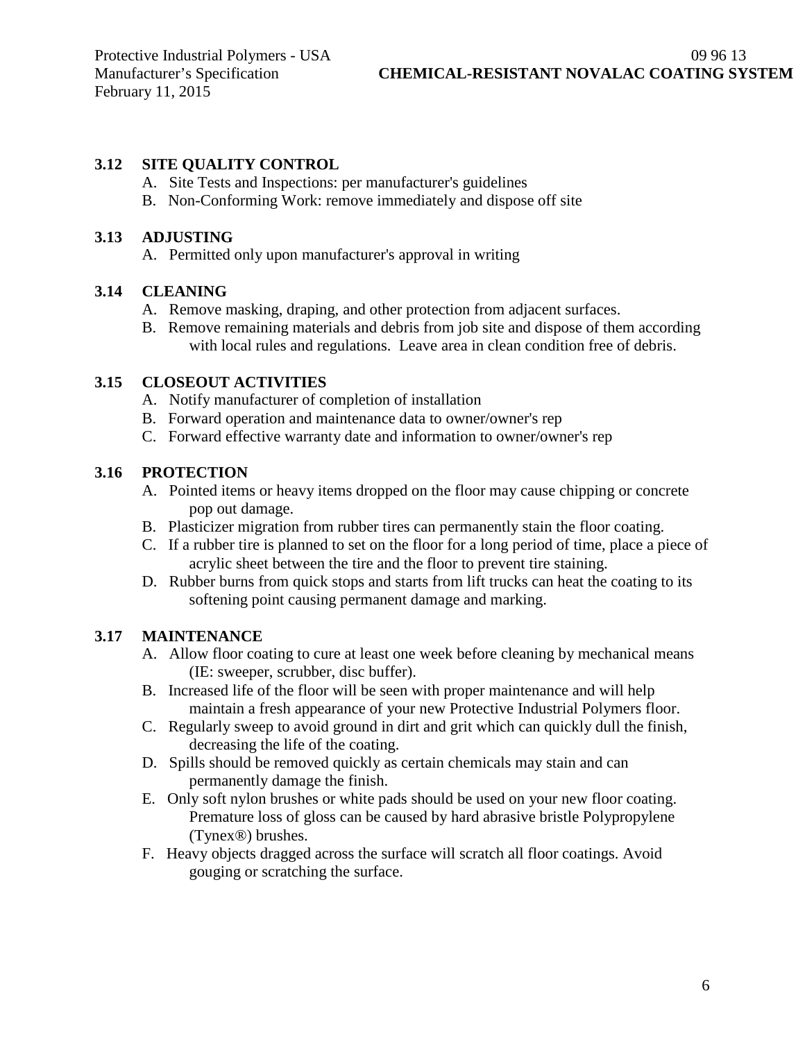### 3.12 SITE QUALITY CONTROL

A. Site Tests and Inspections: per manufacturer's guidelines
B. Non-Conforming Work: remove immediately and dispose off site

### 3.13 ADJUSTING

A. Permitted only upon manufacturer's approval in writing

### 3.14 CLEANING

A. Remove masking, draping, and other protection from adjacent surfaces.
B. Remove remaining materials and debris from job site and dispose of them according with local rules and regulations. Leave area in clean condition free of debris.

### 3.15 CLOSEOUT ACTIVITIES

A. Notify manufacturer of completion of installation
B. Forward operation and maintenance data to owner/owner's rep
C. Forward effective warranty date and information to owner/owner's rep

### 3.16 PROTECTION

A. Pointed items or heavy items dropped on the floor may cause chipping or concrete pop out damage.
B. Plasticizer migration from rubber tires can permanently stain the floor coating.
C. If a rubber tire is planned to set on the floor for a long period of time, place a piece of acrylic sheet between the tire and the floor to prevent tire staining.
D. Rubber burns from quick stops and starts from lift trucks can heat the coating to its softening point causing permanent damage and marking.

### 3.17 MAINTENANCE

A. Allow floor coating to cure at least one week before cleaning by mechanical means (IE: sweeper, scrubber, disc buffer).
B. Increased life of the floor will be seen with proper maintenance and will help maintain a fresh appearance of your new Protective Industrial Polymers floor.
C. Regularly sweep to avoid ground in dirt and grit which can quickly dull the finish, decreasing the life of the coating.
D. Spills should be removed quickly as certain chemicals may stain and can permanently damage the finish.
E. Only soft nylon brushes or white pads should be used on your new floor coating. Premature loss of gloss can be caused by hard abrasive bristle Polypropylene (Tynex®) brushes.
F. Heavy objects dragged across the surface will scratch all floor coatings. Avoid gouging or scratching the surface.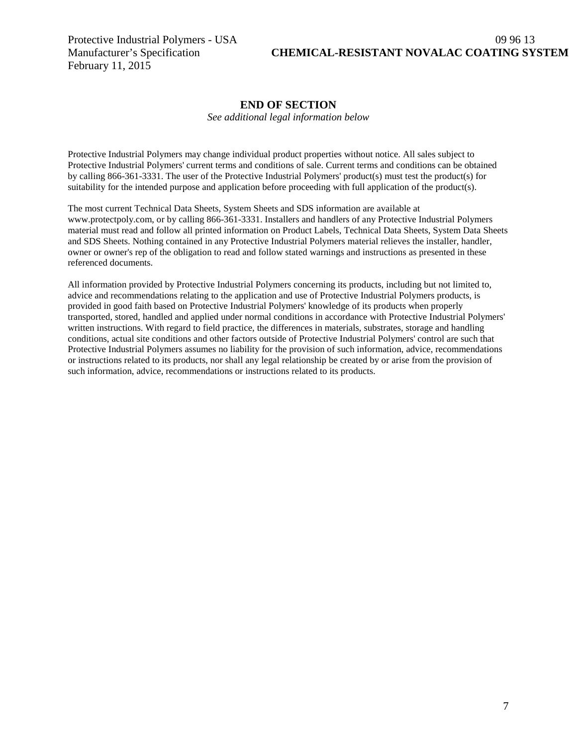**END OF SECTION**

*See additional legal information below*

Protective Industrial Polymers may change individual product properties without notice. All sales subject to Protective Industrial Polymers' current terms and conditions of sale. Current terms and conditions can be obtained by calling 866-361-3331. The user of the Protective Industrial Polymers' product(s) must test the product(s) for suitability for the intended purpose and application before proceeding with full application of the product(s).

The most current Technical Data Sheets, System Sheets and SDS information are available at www.protectpoly.com, or by calling 866-361-3331. Installers and handlers of any Protective Industrial Polymers material must read and follow all printed information on Product Labels, Technical Data Sheets, System Data Sheets and SDS Sheets. Nothing contained in any Protective Industrial Polymers material relieves the installer, handler, owner or owner's rep of the obligation to read and follow stated warnings and instructions as presented in these referenced documents.

All information provided by Protective Industrial Polymers concerning its products, including but not limited to, advice and recommendations relating to the application and use of Protective Industrial Polymers products, is provided in good faith based on Protective Industrial Polymers' knowledge of its products when properly transported, stored, handled and applied under normal conditions in accordance with Protective Industrial Polymers' written instructions. With regard to field practice, the differences in materials, substrates, storage and handling conditions, actual site conditions and other factors outside of Protective Industrial Polymers' control are such that Protective Industrial Polymers assumes no liability for the provision of such information, advice, recommendations or instructions related to its products, nor shall any legal relationship be created by or arise from the provision of such information, advice, recommendations or instructions related to its products.